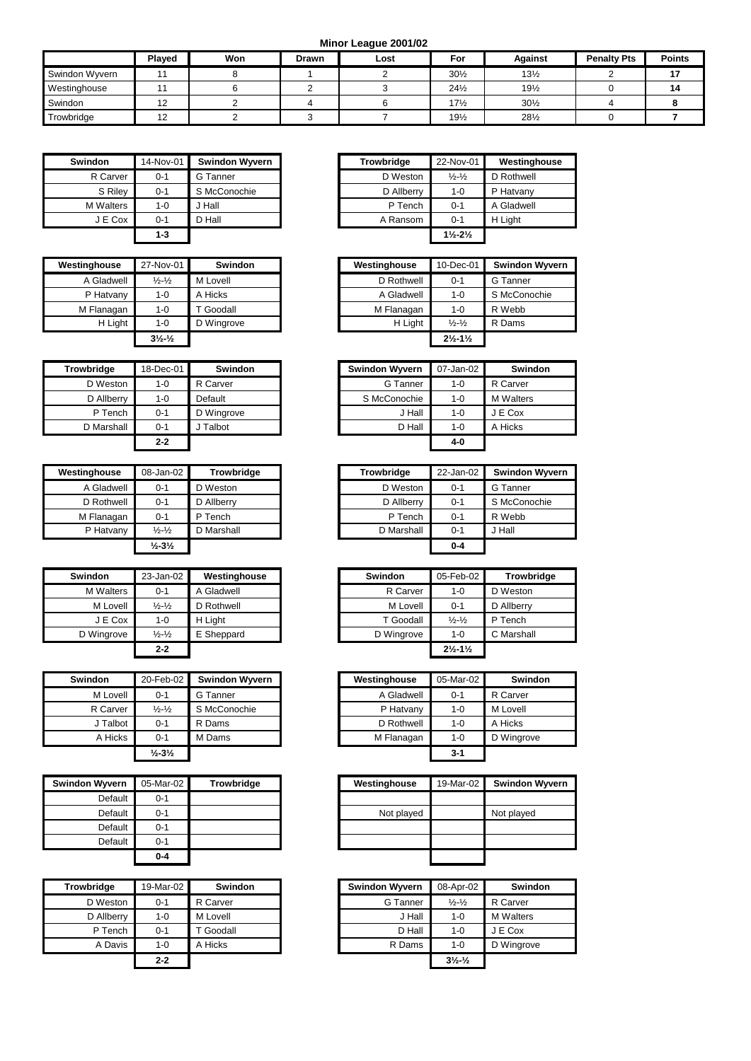# Minor League 2001/02

| | Played | Won | Drawn | Lost | For | Against | Penalty Pts | Points |
|---|---|---|---|---|---|---|---|---|
| Swindon Wyvern | 11 | 8 | 1 | 2 | 30½ | 13½ | 2 | **17** |
| Westinghouse | 11 | 6 | 2 | 3 | 24½ | 19½ | 0 | **14** |
| Swindon | 12 | 2 | 4 | 6 | 17½ | 30½ | 4 | **8** |
| Trowbridge | 12 | 2 | 3 | 7 | 19½ | 28½ | 0 | **7** |

| Swindon | 14-Nov-01 | Swindon Wyvern |
|---|---|---|
| R Carver | 0-1 | G Tanner |
| S Riley | 0-1 | S McConochie |
| M Walters | 1-0 | J Hall |
| J E Cox | 0-1 | D Hall |
| | **1-3** | |

| Trowbridge | 22-Nov-01 | Westinghouse |
|---|---|---|
| D Weston | ½-½ | D Rothwell |
| D Allberry | 1-0 | P Hatvany |
| P Tench | 0-1 | A Gladwell |
| A Ransom | 0-1 | H Light |
| | **1½-2½** | |

| Westinghouse | 27-Nov-01 | Swindon |
|---|---|---|
| A Gladwell | ½-½ | M Lovell |
| P Hatvany | 1-0 | A Hicks |
| M Flanagan | 1-0 | T Goodall |
| H Light | 1-0 | D Wingrove |
| | **3½-½** | |

| Westinghouse | 10-Dec-01 | Swindon Wyvern |
|---|---|---|
| D Rothwell | 0-1 | G Tanner |
| A Gladwell | 1-0 | S McConochie |
| M Flanagan | 1-0 | R Webb |
| H Light | ½-½ | R Dams |
| | **2½-1½** | |

| Trowbridge | 18-Dec-01 | Swindon |
|---|---|---|
| D Weston | 1-0 | R Carver |
| D Allberry | 1-0 | Default |
| P Tench | 0-1 | D Wingrove |
| D Marshall | 0-1 | J Talbot |
| | **2-2** | |

| Swindon Wyvern | 07-Jan-02 | Swindon |
|---|---|---|
| G Tanner | 1-0 | R Carver |
| S McConochie | 1-0 | M Walters |
| J Hall | 1-0 | J E Cox |
| D Hall | 1-0 | A Hicks |
| | **4-0** | |

| Westinghouse | 08-Jan-02 | Trowbridge |
|---|---|---|
| A Gladwell | 0-1 | D Weston |
| D Rothwell | 0-1 | D Allberry |
| M Flanagan | 0-1 | P Tench |
| P Hatvany | ½-½ | D Marshall |
| | **½-3½** | |

| Trowbridge | 22-Jan-02 | Swindon Wyvern |
|---|---|---|
| D Weston | 0-1 | G Tanner |
| D Allberry | 0-1 | S McConochie |
| P Tench | 0-1 | R Webb |
| D Marshall | 0-1 | J Hall |
| | **0-4** | |

| Swindon | 23-Jan-02 | Westinghouse |
|---|---|---|
| M Walters | 0-1 | A Gladwell |
| M Lovell | ½-½ | D Rothwell |
| J E Cox | 1-0 | H Light |
| D Wingrove | ½-½ | E Sheppard |
| | **2-2** | |

| Swindon | 05-Feb-02 | Trowbridge |
|---|---|---|
| R Carver | 1-0 | D Weston |
| M Lovell | 0-1 | D Allberry |
| T Goodall | ½-½ | P Tench |
| D Wingrove | 1-0 | C Marshall |
| | **2½-1½** | |

| Swindon | 20-Feb-02 | Swindon Wyvern |
|---|---|---|
| M Lovell | 0-1 | G Tanner |
| R Carver | ½-½ | S McConochie |
| J Talbot | 0-1 | R Dams |
| A Hicks | 0-1 | M Dams |
| | **½-3½** | |

| Westinghouse | 05-Mar-02 | Swindon |
|---|---|---|
| A Gladwell | 0-1 | R Carver |
| P Hatvany | 1-0 | M Lovell |
| D Rothwell | 1-0 | A Hicks |
| M Flanagan | 1-0 | D Wingrove |
| | **3-1** | |

| Swindon Wyvern | 05-Mar-02 | Trowbridge |
|---|---|---|
| Default | 0-1 | |
| Default | 0-1 | |
| Default | 0-1 | |
| Default | 0-1 | |
| | **0-4** | |

| Westinghouse | 19-Mar-02 | Swindon Wyvern |
|---|---|---|
| | | |
| Not played | | Not played |
| | | |
| | | |
| | | |

| Trowbridge | 19-Mar-02 | Swindon |
|---|---|---|
| D Weston | 0-1 | R Carver |
| D Allberry | 1-0 | M Lovell |
| P Tench | 0-1 | T Goodall |
| A Davis | 1-0 | A Hicks |
| | **2-2** | |

| Swindon Wyvern | 08-Apr-02 | Swindon |
|---|---|---|
| G Tanner | ½-½ | R Carver |
| J Hall | 1-0 | M Walters |
| D Hall | 1-0 | J E Cox |
| R Dams | 1-0 | D Wingrove |
| | **3½-½** | |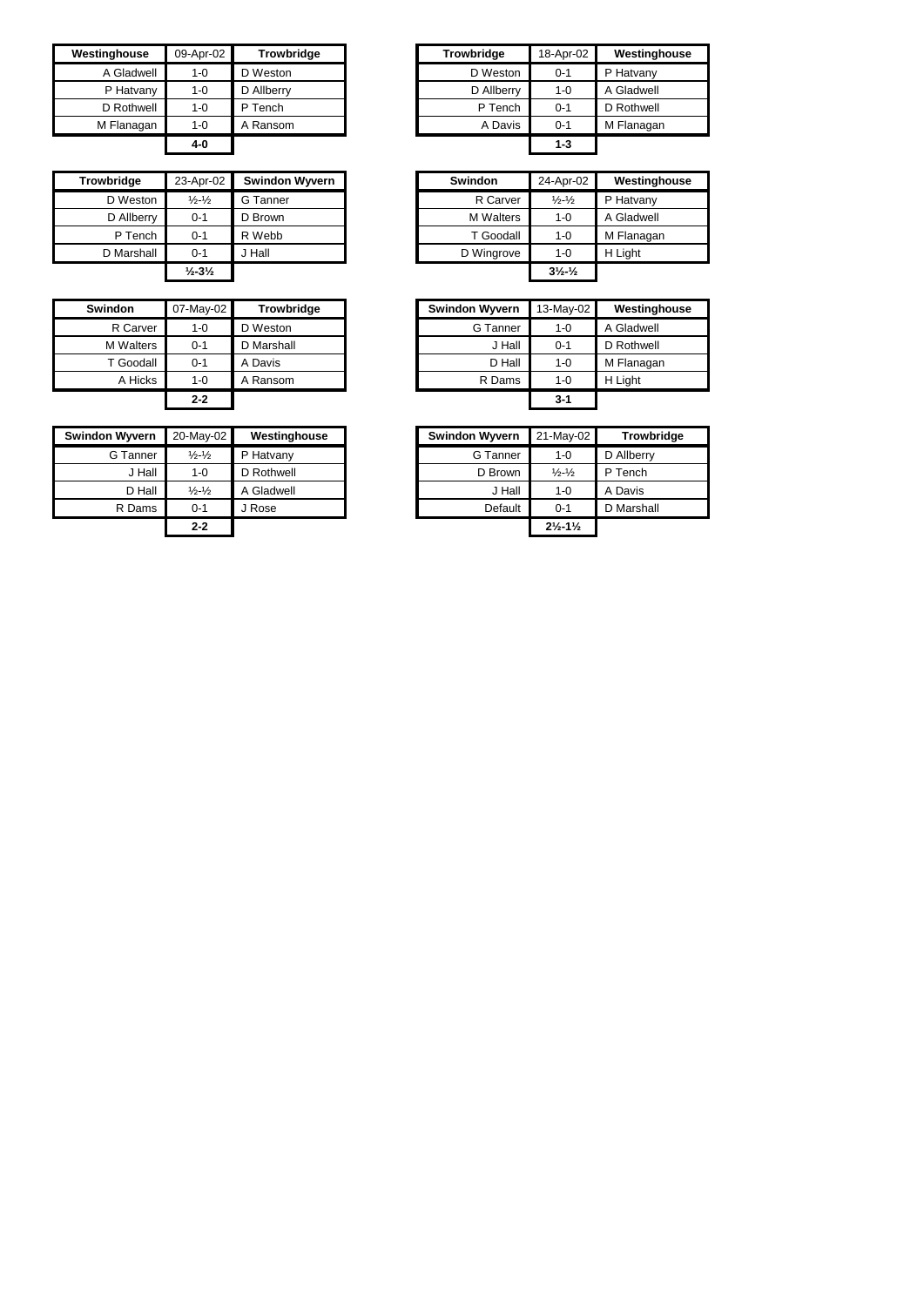| Westinghouse | 09-Apr-02 | Trowbridge |
|---|---|---|
| A Gladwell | 1-0 | D Weston |
| P Hatvany | 1-0 | D Allberry |
| D Rothwell | 1-0 | P Tench |
| M Flanagan | 1-0 | A Ransom |
| | **4-0** | |

| Trowbridge | 18-Apr-02 | Westinghouse |
|---|---|---|
| D Weston | 0-1 | P Hatvany |
| D Allberry | 1-0 | A Gladwell |
| P Tench | 0-1 | D Rothwell |
| A Davis | 0-1 | M Flanagan |
| | **1-3** | |

| Trowbridge | 23-Apr-02 | Swindon Wyvern |
|---|---|---|
| D Weston | ½-½ | G Tanner |
| D Allberry | 0-1 | D Brown |
| P Tench | 0-1 | R Webb |
| D Marshall | 0-1 | J Hall |
| | **½-3½** | |

| Swindon | 24-Apr-02 | Westinghouse |
|---|---|---|
| R Carver | ½-½ | P Hatvany |
| M Walters | 1-0 | A Gladwell |
| T Goodall | 1-0 | M Flanagan |
| D Wingrove | 1-0 | H Light |
| | **3½-½** | |

| Swindon | 07-May-02 | Trowbridge |
|---|---|---|
| R Carver | 1-0 | D Weston |
| M Walters | 0-1 | D Marshall |
| T Goodall | 0-1 | A Davis |
| A Hicks | 1-0 | A Ransom |
| | **2-2** | |

| Swindon Wyvern | 13-May-02 | Westinghouse |
|---|---|---|
| G Tanner | 1-0 | A Gladwell |
| J Hall | 0-1 | D Rothwell |
| D Hall | 1-0 | M Flanagan |
| R Dams | 1-0 | H Light |
| | **3-1** | |

| Swindon Wyvern | 20-May-02 | Westinghouse |
|---|---|---|
| G Tanner | ½-½ | P Hatvany |
| J Hall | 1-0 | D Rothwell |
| D Hall | ½-½ | A Gladwell |
| R Dams | 0-1 | J Rose |
| | **2-2** | |

| Swindon Wyvern | 21-May-02 | Trowbridge |
|---|---|---|
| G Tanner | 1-0 | D Allberry |
| D Brown | ½-½ | P Tench |
| J Hall | 1-0 | A Davis |
| Default | 0-1 | D Marshall |
| | **2½-1½** | |